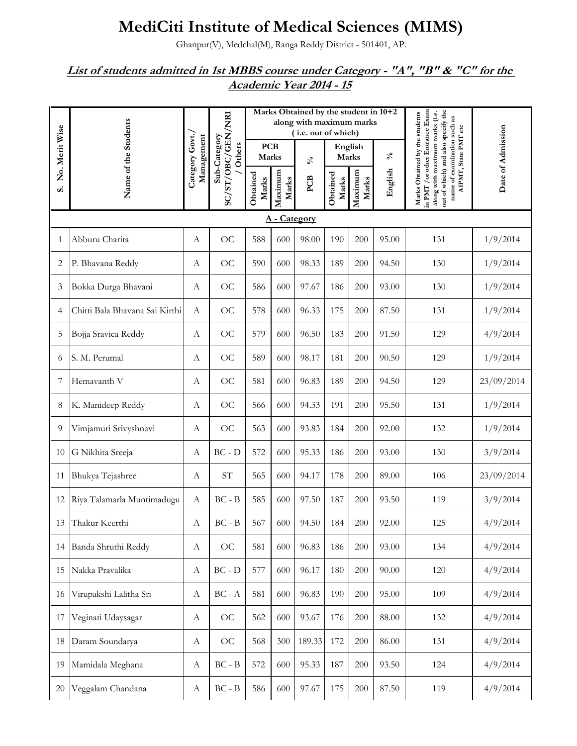# MediCiti Institute of Medical Sciences (MIMS)

Ghanpur(V), Medchal(M), Ranga Reddy District - 501401, AP.

## *List of students admitted in 1st MBBS course under Category - "A", "B" & "C" for the Academic Year 2014 - 15*

| S. No. Merit Wise | Name of the Students | Category Govt./ Management | Sub-Category SC/ST/OBC/GEN/NRI / Others | Marks Obtained by the student in 10+2 along with maximum marks ( i.e. out of which) | | | | | | Marks Obtained by the students in PMT /or other Entrance Exam along with maximum marks (i.e. out of which) and also specify the name of examination such as AIPMT, State PMT etc | Date of Admission |
|---|---|---|---|---|---|---|---|---|---|---|---|
| | | | | PCB Marks | | % | English Marks | | % | | |
| | | | | Obtained Marks | Maximum Marks | PCB | Obtained Marks | Maximum Marks | English | | |
| | **A - Category** | | | | | | | | | | |
| 1 | Abburu Charita | A | OC | 588 | 600 | 98.00 | 190 | 200 | 95.00 | 131 | 1/9/2014 |
| 2 | P. Bhavana Reddy | A | OC | 590 | 600 | 98.33 | 189 | 200 | 94.50 | 130 | 1/9/2014 |
| 3 | Bokka Durga Bhavani | A | OC | 586 | 600 | 97.67 | 186 | 200 | 93.00 | 130 | 1/9/2014 |
| 4 | Chitti Bala Bhavana Sai Kirthi | A | OC | 578 | 600 | 96.33 | 175 | 200 | 87.50 | 131 | 1/9/2014 |
| 5 | Bojja Sravica Reddy | A | OC | 579 | 600 | 96.50 | 183 | 200 | 91.50 | 129 | 4/9/2014 |
| 6 | S. M. Perumal | A | OC | 589 | 600 | 98.17 | 181 | 200 | 90.50 | 129 | 1/9/2014 |
| 7 | Hemavanth V | A | OC | 581 | 600 | 96.83 | 189 | 200 | 94.50 | 129 | 23/09/2014 |
| 8 | K. Manideep Reddy | A | OC | 566 | 600 | 94.33 | 191 | 200 | 95.50 | 131 | 1/9/2014 |
| 9 | Vimjamuri Srivyshnavi | A | OC | 563 | 600 | 93.83 | 184 | 200 | 92.00 | 132 | 1/9/2014 |
| 10 | G Nikhita Sreeja | A | BC - D | 572 | 600 | 95.33 | 186 | 200 | 93.00 | 130 | 3/9/2014 |
| 11 | Bhukya Tejashree | A | ST | 565 | 600 | 94.17 | 178 | 200 | 89.00 | 106 | 23/09/2014 |
| 12 | Riya Talamarla Muntimadugu | A | BC - B | 585 | 600 | 97.50 | 187 | 200 | 93.50 | 119 | 3/9/2014 |
| 13 | Thakur Keerthi | A | BC - B | 567 | 600 | 94.50 | 184 | 200 | 92.00 | 125 | 4/9/2014 |
| 14 | Banda Shruthi Reddy | A | OC | 581 | 600 | 96.83 | 186 | 200 | 93.00 | 134 | 4/9/2014 |
| 15 | Nakka Pravalika | A | BC - D | 577 | 600 | 96.17 | 180 | 200 | 90.00 | 120 | 4/9/2014 |
| 16 | Virupakshi Lalitha Sri | A | BC - A | 581 | 600 | 96.83 | 190 | 200 | 95.00 | 109 | 4/9/2014 |
| 17 | Veginati Udaysagar | A | OC | 562 | 600 | 93.67 | 176 | 200 | 88.00 | 132 | 4/9/2014 |
| 18 | Daram Soundarya | A | OC | 568 | 300 | 189.33 | 172 | 200 | 86.00 | 131 | 4/9/2014 |
| 19 | Mamidala Meghana | A | BC - B | 572 | 600 | 95.33 | 187 | 200 | 93.50 | 124 | 4/9/2014 |
| 20 | Veggalam Chandana | A | BC - B | 586 | 600 | 97.67 | 175 | 200 | 87.50 | 119 | 4/9/2014 |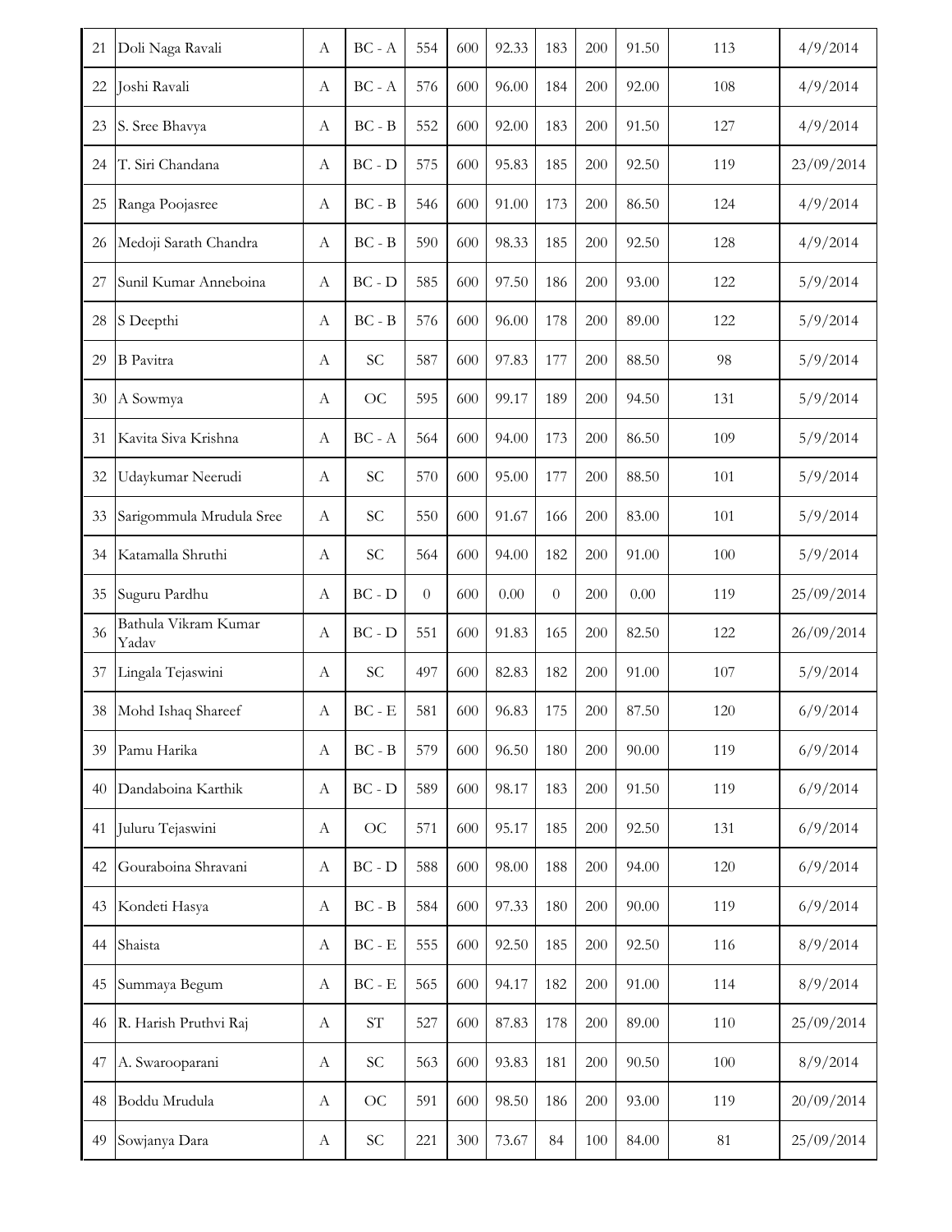| | | | | | | | | | | | |
|---|---|---|---|---|---|---|---|---|---|---|---|
| 21 | Doli Naga Ravali | A | BC - A | 554 | 600 | 92.33 | 183 | 200 | 91.50 | 113 | 4/9/2014 |
| 22 | Joshi Ravali | A | BC - A | 576 | 600 | 96.00 | 184 | 200 | 92.00 | 108 | 4/9/2014 |
| 23 | S. Sree Bhavya | A | BC - B | 552 | 600 | 92.00 | 183 | 200 | 91.50 | 127 | 4/9/2014 |
| 24 | T. Siri Chandana | A | BC - D | 575 | 600 | 95.83 | 185 | 200 | 92.50 | 119 | 23/09/2014 |
| 25 | Ranga Poojasree | A | BC - B | 546 | 600 | 91.00 | 173 | 200 | 86.50 | 124 | 4/9/2014 |
| 26 | Medoji Sarath Chandra | A | BC - B | 590 | 600 | 98.33 | 185 | 200 | 92.50 | 128 | 4/9/2014 |
| 27 | Sunil Kumar Anneboina | A | BC - D | 585 | 600 | 97.50 | 186 | 200 | 93.00 | 122 | 5/9/2014 |
| 28 | S Deepthi | A | BC - B | 576 | 600 | 96.00 | 178 | 200 | 89.00 | 122 | 5/9/2014 |
| 29 | B Pavitra | A | SC | 587 | 600 | 97.83 | 177 | 200 | 88.50 | 98 | 5/9/2014 |
| 30 | A Sowmya | A | OC | 595 | 600 | 99.17 | 189 | 200 | 94.50 | 131 | 5/9/2014 |
| 31 | Kavita Siva Krishna | A | BC - A | 564 | 600 | 94.00 | 173 | 200 | 86.50 | 109 | 5/9/2014 |
| 32 | Udaykumar Neerudi | A | SC | 570 | 600 | 95.00 | 177 | 200 | 88.50 | 101 | 5/9/2014 |
| 33 | Sarigommula Mrudula Sree | A | SC | 550 | 600 | 91.67 | 166 | 200 | 83.00 | 101 | 5/9/2014 |
| 34 | Katamalla Shruthi | A | SC | 564 | 600 | 94.00 | 182 | 200 | 91.00 | 100 | 5/9/2014 |
| 35 | Suguru Pardhu | A | BC - D | 0 | 600 | 0.00 | 0 | 200 | 0.00 | 119 | 25/09/2014 |
| 36 | Bathula Vikram Kumar Yadav | A | BC - D | 551 | 600 | 91.83 | 165 | 200 | 82.50 | 122 | 26/09/2014 |
| 37 | Lingala Tejaswini | A | SC | 497 | 600 | 82.83 | 182 | 200 | 91.00 | 107 | 5/9/2014 |
| 38 | Mohd Ishaq Shareef | A | BC - E | 581 | 600 | 96.83 | 175 | 200 | 87.50 | 120 | 6/9/2014 |
| 39 | Pamu Harika | A | BC - B | 579 | 600 | 96.50 | 180 | 200 | 90.00 | 119 | 6/9/2014 |
| 40 | Dandaboina Karthik | A | BC - D | 589 | 600 | 98.17 | 183 | 200 | 91.50 | 119 | 6/9/2014 |
| 41 | Juluru Tejaswini | A | OC | 571 | 600 | 95.17 | 185 | 200 | 92.50 | 131 | 6/9/2014 |
| 42 | Gouraboina Shravani | A | BC - D | 588 | 600 | 98.00 | 188 | 200 | 94.00 | 120 | 6/9/2014 |
| 43 | Kondeti Hasya | A | BC - B | 584 | 600 | 97.33 | 180 | 200 | 90.00 | 119 | 6/9/2014 |
| 44 | Shaista | A | BC - E | 555 | 600 | 92.50 | 185 | 200 | 92.50 | 116 | 8/9/2014 |
| 45 | Summaya Begum | A | BC - E | 565 | 600 | 94.17 | 182 | 200 | 91.00 | 114 | 8/9/2014 |
| 46 | R. Harish Pruthvi Raj | A | ST | 527 | 600 | 87.83 | 178 | 200 | 89.00 | 110 | 25/09/2014 |
| 47 | A. Swarooparani | A | SC | 563 | 600 | 93.83 | 181 | 200 | 90.50 | 100 | 8/9/2014 |
| 48 | Boddu Mrudula | A | OC | 591 | 600 | 98.50 | 186 | 200 | 93.00 | 119 | 20/09/2014 |
| 49 | Sowjanya Dara | A | SC | 221 | 300 | 73.67 | 84 | 100 | 84.00 | 81 | 25/09/2014 |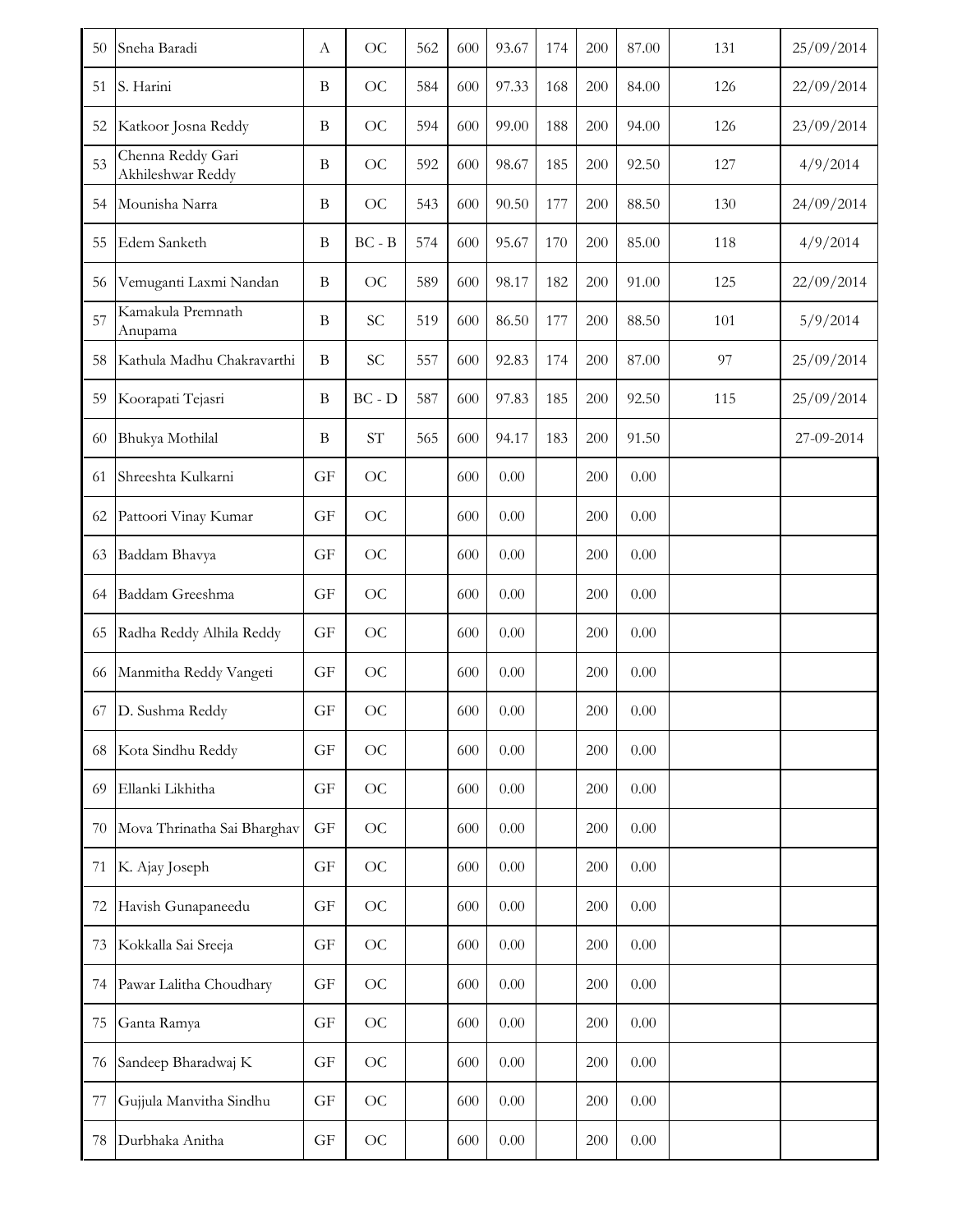| | | | | | | | | | | | |
|---|---|---|---|---|---|---|---|---|---|---|---|
| 50 | Sneha Baradi | A | OC | 562 | 600 | 93.67 | 174 | 200 | 87.00 | 131 | 25/09/2014 |
| 51 | S. Harini | B | OC | 584 | 600 | 97.33 | 168 | 200 | 84.00 | 126 | 22/09/2014 |
| 52 | Katkoor Josna Reddy | B | OC | 594 | 600 | 99.00 | 188 | 200 | 94.00 | 126 | 23/09/2014 |
| 53 | Chenna Reddy Gari Akhileshwar Reddy | B | OC | 592 | 600 | 98.67 | 185 | 200 | 92.50 | 127 | 4/9/2014 |
| 54 | Mounisha Narra | B | OC | 543 | 600 | 90.50 | 177 | 200 | 88.50 | 130 | 24/09/2014 |
| 55 | Edem Sanketh | B | BC - B | 574 | 600 | 95.67 | 170 | 200 | 85.00 | 118 | 4/9/2014 |
| 56 | Vemuganti Laxmi Nandan | B | OC | 589 | 600 | 98.17 | 182 | 200 | 91.00 | 125 | 22/09/2014 |
| 57 | Kamakula Premnath Anupama | B | SC | 519 | 600 | 86.50 | 177 | 200 | 88.50 | 101 | 5/9/2014 |
| 58 | Kathula Madhu Chakravarthi | B | SC | 557 | 600 | 92.83 | 174 | 200 | 87.00 | 97 | 25/09/2014 |
| 59 | Koorapati Tejasri | B | BC - D | 587 | 600 | 97.83 | 185 | 200 | 92.50 | 115 | 25/09/2014 |
| 60 | Bhukya Mothilal | B | ST | 565 | 600 | 94.17 | 183 | 200 | 91.50 | | 27-09-2014 |
| 61 | Shreeshta Kulkarni | GF | OC | | 600 | 0.00 | | 200 | 0.00 | | |
| 62 | Pattoori Vinay Kumar | GF | OC | | 600 | 0.00 | | 200 | 0.00 | | |
| 63 | Baddam Bhavya | GF | OC | | 600 | 0.00 | | 200 | 0.00 | | |
| 64 | Baddam Greeshma | GF | OC | | 600 | 0.00 | | 200 | 0.00 | | |
| 65 | Radha Reddy Alhila Reddy | GF | OC | | 600 | 0.00 | | 200 | 0.00 | | |
| 66 | Manmitha Reddy Vangeti | GF | OC | | 600 | 0.00 | | 200 | 0.00 | | |
| 67 | D. Sushma Reddy | GF | OC | | 600 | 0.00 | | 200 | 0.00 | | |
| 68 | Kota Sindhu Reddy | GF | OC | | 600 | 0.00 | | 200 | 0.00 | | |
| 69 | Ellanki Likhitha | GF | OC | | 600 | 0.00 | | 200 | 0.00 | | |
| 70 | Mova Thrinatha Sai Bharghav | GF | OC | | 600 | 0.00 | | 200 | 0.00 | | |
| 71 | K. Ajay Joseph | GF | OC | | 600 | 0.00 | | 200 | 0.00 | | |
| 72 | Havish Gunapaneedu | GF | OC | | 600 | 0.00 | | 200 | 0.00 | | |
| 73 | Kokkalla Sai Sreeja | GF | OC | | 600 | 0.00 | | 200 | 0.00 | | |
| 74 | Pawar Lalitha Choudhary | GF | OC | | 600 | 0.00 | | 200 | 0.00 | | |
| 75 | Ganta Ramya | GF | OC | | 600 | 0.00 | | 200 | 0.00 | | |
| 76 | Sandeep Bharadwaj K | GF | OC | | 600 | 0.00 | | 200 | 0.00 | | |
| 77 | Gujjula Manvitha Sindhu | GF | OC | | 600 | 0.00 | | 200 | 0.00 | | |
| 78 | Durbhaka Anitha | GF | OC | | 600 | 0.00 | | 200 | 0.00 | | |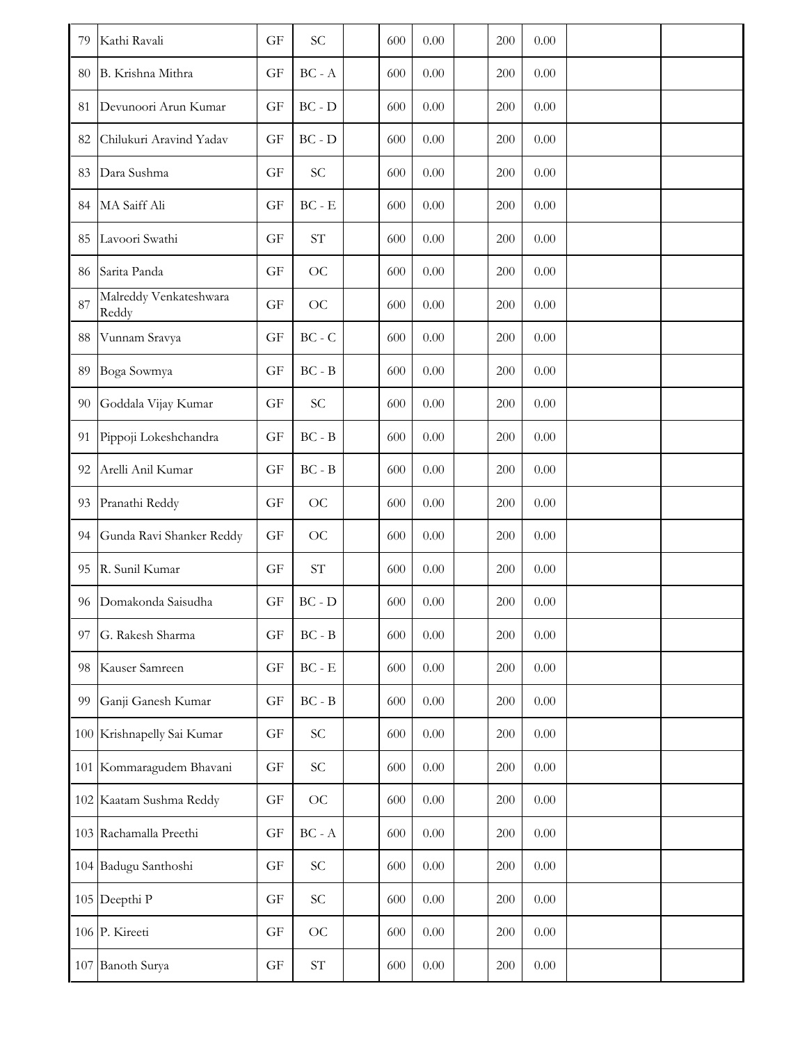| | | | | | | | | | | | |
|---|---|---|---|---|---|---|---|---|---|---|---|
| 79 | Kathi Ravali | GF | SC | | 600 | 0.00 | | 200 | 0.00 | | |
| 80 | B. Krishna Mithra | GF | BC - A | | 600 | 0.00 | | 200 | 0.00 | | |
| 81 | Devunoori Arun Kumar | GF | BC - D | | 600 | 0.00 | | 200 | 0.00 | | |
| 82 | Chilukuri Aravind Yadav | GF | BC - D | | 600 | 0.00 | | 200 | 0.00 | | |
| 83 | Dara Sushma | GF | SC | | 600 | 0.00 | | 200 | 0.00 | | |
| 84 | MA Saiff Ali | GF | BC - E | | 600 | 0.00 | | 200 | 0.00 | | |
| 85 | Lavoori Swathi | GF | ST | | 600 | 0.00 | | 200 | 0.00 | | |
| 86 | Sarita Panda | GF | OC | | 600 | 0.00 | | 200 | 0.00 | | |
| 87 | Malreddy Venkateshwara Reddy | GF | OC | | 600 | 0.00 | | 200 | 0.00 | | |
| 88 | Vunnam Sravya | GF | BC - C | | 600 | 0.00 | | 200 | 0.00 | | |
| 89 | Boga Sowmya | GF | BC - B | | 600 | 0.00 | | 200 | 0.00 | | |
| 90 | Goddala Vijay Kumar | GF | SC | | 600 | 0.00 | | 200 | 0.00 | | |
| 91 | Pippoji Lokeshchandra | GF | BC - B | | 600 | 0.00 | | 200 | 0.00 | | |
| 92 | Arelli Anil Kumar | GF | BC - B | | 600 | 0.00 | | 200 | 0.00 | | |
| 93 | Pranathi Reddy | GF | OC | | 600 | 0.00 | | 200 | 0.00 | | |
| 94 | Gunda Ravi Shanker Reddy | GF | OC | | 600 | 0.00 | | 200 | 0.00 | | |
| 95 | R. Sunil Kumar | GF | ST | | 600 | 0.00 | | 200 | 0.00 | | |
| 96 | Domakonda Saisudha | GF | BC - D | | 600 | 0.00 | | 200 | 0.00 | | |
| 97 | G. Rakesh Sharma | GF | BC - B | | 600 | 0.00 | | 200 | 0.00 | | |
| 98 | Kauser Samreen | GF | BC - E | | 600 | 0.00 | | 200 | 0.00 | | |
| 99 | Ganji Ganesh Kumar | GF | BC - B | | 600 | 0.00 | | 200 | 0.00 | | |
| 100 | Krishnapelly Sai Kumar | GF | SC | | 600 | 0.00 | | 200 | 0.00 | | |
| 101 | Kommaragudem Bhavani | GF | SC | | 600 | 0.00 | | 200 | 0.00 | | |
| 102 | Kaatam Sushma Reddy | GF | OC | | 600 | 0.00 | | 200 | 0.00 | | |
| 103 | Rachamalla Preethi | GF | BC - A | | 600 | 0.00 | | 200 | 0.00 | | |
| 104 | Badugu Santhoshi | GF | SC | | 600 | 0.00 | | 200 | 0.00 | | |
| 105 | Deepthi P | GF | SC | | 600 | 0.00 | | 200 | 0.00 | | |
| 106 | P. Kireeti | GF | OC | | 600 | 0.00 | | 200 | 0.00 | | |
| 107 | Banoth Surya | GF | ST | | 600 | 0.00 | | 200 | 0.00 | | |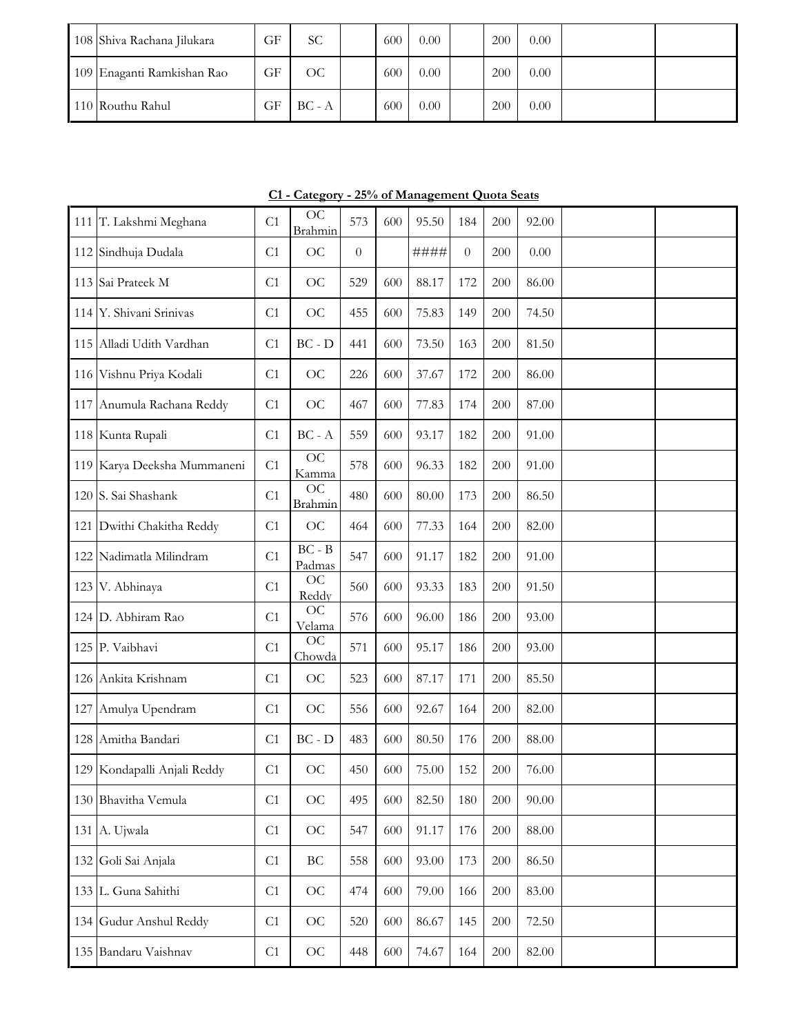| | | | | | | | | | | | |
|---|---|---|---|---|---|---|---|---|---|---|---|
| 108 | Shiva Rachana Jilukara | GF | SC | | 600 | 0.00 | | 200 | 0.00 | | |
| 109 | Enaganti Ramkishan Rao | GF | OC | | 600 | 0.00 | | 200 | 0.00 | | |
| 110 | Routhu Rahul | GF | BC - A | | 600 | 0.00 | | 200 | 0.00 | | |

**C1 - Category - 25% of Management Quota Seats**

| | | | | | | | | | | | |
|---|---|---|---|---|---|---|---|---|---|---|---|
| 111 | T. Lakshmi Meghana | C1 | OC Brahmin | 573 | 600 | 95.50 | 184 | 200 | 92.00 | | |
| 112 | Sindhuja Dudala | C1 | OC | 0 | | #### | 0 | 200 | 0.00 | | |
| 113 | Sai Prateek M | C1 | OC | 529 | 600 | 88.17 | 172 | 200 | 86.00 | | |
| 114 | Y. Shivani Srinivas | C1 | OC | 455 | 600 | 75.83 | 149 | 200 | 74.50 | | |
| 115 | Alladi Udith Vardhan | C1 | BC - D | 441 | 600 | 73.50 | 163 | 200 | 81.50 | | |
| 116 | Vishnu Priya Kodali | C1 | OC | 226 | 600 | 37.67 | 172 | 200 | 86.00 | | |
| 117 | Anumula Rachana Reddy | C1 | OC | 467 | 600 | 77.83 | 174 | 200 | 87.00 | | |
| 118 | Kunta Rupali | C1 | BC - A | 559 | 600 | 93.17 | 182 | 200 | 91.00 | | |
| 119 | Karya Deeksha Mummaneni | C1 | OC Kamma | 578 | 600 | 96.33 | 182 | 200 | 91.00 | | |
| 120 | S. Sai Shashank | C1 | OC Brahmin | 480 | 600 | 80.00 | 173 | 200 | 86.50 | | |
| 121 | Dwithi Chakitha Reddy | C1 | OC | 464 | 600 | 77.33 | 164 | 200 | 82.00 | | |
| 122 | Nadimatla Milindram | C1 | BC - B Padmas | 547 | 600 | 91.17 | 182 | 200 | 91.00 | | |
| 123 | V. Abhinaya | C1 | OC Reddy | 560 | 600 | 93.33 | 183 | 200 | 91.50 | | |
| 124 | D. Abhiram Rao | C1 | OC Velama | 576 | 600 | 96.00 | 186 | 200 | 93.00 | | |
| 125 | P. Vaibhavi | C1 | OC Chowda | 571 | 600 | 95.17 | 186 | 200 | 93.00 | | |
| 126 | Ankita Krishnam | C1 | OC | 523 | 600 | 87.17 | 171 | 200 | 85.50 | | |
| 127 | Amulya Upendram | C1 | OC | 556 | 600 | 92.67 | 164 | 200 | 82.00 | | |
| 128 | Amitha Bandari | C1 | BC - D | 483 | 600 | 80.50 | 176 | 200 | 88.00 | | |
| 129 | Kondapalli Anjali Reddy | C1 | OC | 450 | 600 | 75.00 | 152 | 200 | 76.00 | | |
| 130 | Bhavitha Vemula | C1 | OC | 495 | 600 | 82.50 | 180 | 200 | 90.00 | | |
| 131 | A. Ujwala | C1 | OC | 547 | 600 | 91.17 | 176 | 200 | 88.00 | | |
| 132 | Goli Sai Anjala | C1 | BC | 558 | 600 | 93.00 | 173 | 200 | 86.50 | | |
| 133 | L. Guna Sahithi | C1 | OC | 474 | 600 | 79.00 | 166 | 200 | 83.00 | | |
| 134 | Gudur Anshul Reddy | C1 | OC | 520 | 600 | 86.67 | 145 | 200 | 72.50 | | |
| 135 | Bandaru Vaishnav | C1 | OC | 448 | 600 | 74.67 | 164 | 200 | 82.00 | | |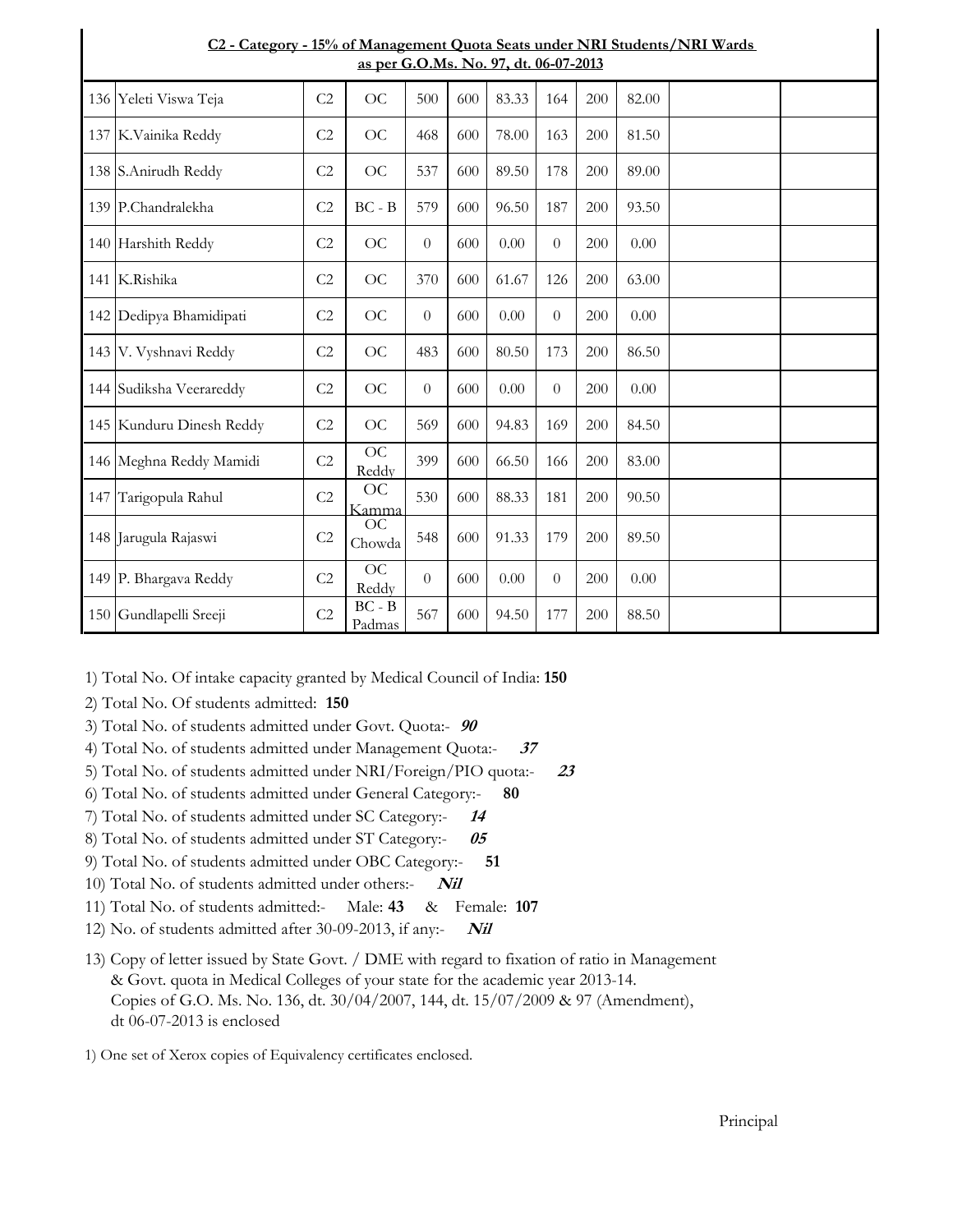**C2 - Category - 15% of Management Quota Seats under NRI Students/NRI Wards as per G.O.Ms. No. 97, dt. 06-07-2013**

| | | | | | | | | | | | |
|---|---|---|---|---|---|---|---|---|---|---|---|
| 136 | Yeleti Viswa Teja | C2 | OC | 500 | 600 | 83.33 | 164 | 200 | 82.00 | | |
| 137 | K.Vainika Reddy | C2 | OC | 468 | 600 | 78.00 | 163 | 200 | 81.50 | | |
| 138 | S.Anirudh Reddy | C2 | OC | 537 | 600 | 89.50 | 178 | 200 | 89.00 | | |
| 139 | P.Chandralekha | C2 | BC - B | 579 | 600 | 96.50 | 187 | 200 | 93.50 | | |
| 140 | Harshith Reddy | C2 | OC | 0 | 600 | 0.00 | 0 | 200 | 0.00 | | |
| 141 | K.Rishika | C2 | OC | 370 | 600 | 61.67 | 126 | 200 | 63.00 | | |
| 142 | Dedipya Bhamidipati | C2 | OC | 0 | 600 | 0.00 | 0 | 200 | 0.00 | | |
| 143 | V. Vyshnavi Reddy | C2 | OC | 483 | 600 | 80.50 | 173 | 200 | 86.50 | | |
| 144 | Sudiksha Veerareddy | C2 | OC | 0 | 600 | 0.00 | 0 | 200 | 0.00 | | |
| 145 | Kunduru Dinesh Reddy | C2 | OC | 569 | 600 | 94.83 | 169 | 200 | 84.50 | | |
| 146 | Meghna Reddy Mamidi | C2 | OC Reddy | 399 | 600 | 66.50 | 166 | 200 | 83.00 | | |
| 147 | Tarigopula Rahul | C2 | OC Kamma | 530 | 600 | 88.33 | 181 | 200 | 90.50 | | |
| 148 | Jarugula Rajaswi | C2 | OC Chowda | 548 | 600 | 91.33 | 179 | 200 | 89.50 | | |
| 149 | P. Bhargava Reddy | C2 | OC Reddy | 0 | 600 | 0.00 | 0 | 200 | 0.00 | | |
| 150 | Gundlapelli Sreeji | C2 | BC - B Padmas | 567 | 600 | 94.50 | 177 | 200 | 88.50 | | |

1) Total No. Of intake capacity granted by Medical Council of India: **150**
2) Total No. Of students admitted: **150**
3) Total No. of students admitted under Govt. Quota:- ***90***
4) Total No. of students admitted under Management Quota:- ***37***
5) Total No. of students admitted under NRI/Foreign/PIO quota:- ***23***
6) Total No. of students admitted under General Category:- **80**
7) Total No. of students admitted under SC Category:- ***14***
8) Total No. of students admitted under ST Category:- ***05***
9) Total No. of students admitted under OBC Category:- **51**
10) Total No. of students admitted under others:- ***Nil***
11) Total No. of students admitted:- Male: **43** & Female: **107**
12) No. of students admitted after 30-09-2013, if any:- ***Nil***
13) Copy of letter issued by State Govt. / DME with regard to fixation of ratio in Management & Govt. quota in Medical Colleges of your state for the academic year 2013-14. Copies of G.O. Ms. No. 136, dt. 30/04/2007, 144, dt. 15/07/2009 & 97 (Amendment), dt 06-07-2013 is enclosed

1) One set of Xerox copies of Equivalency certificates enclosed.

Principal